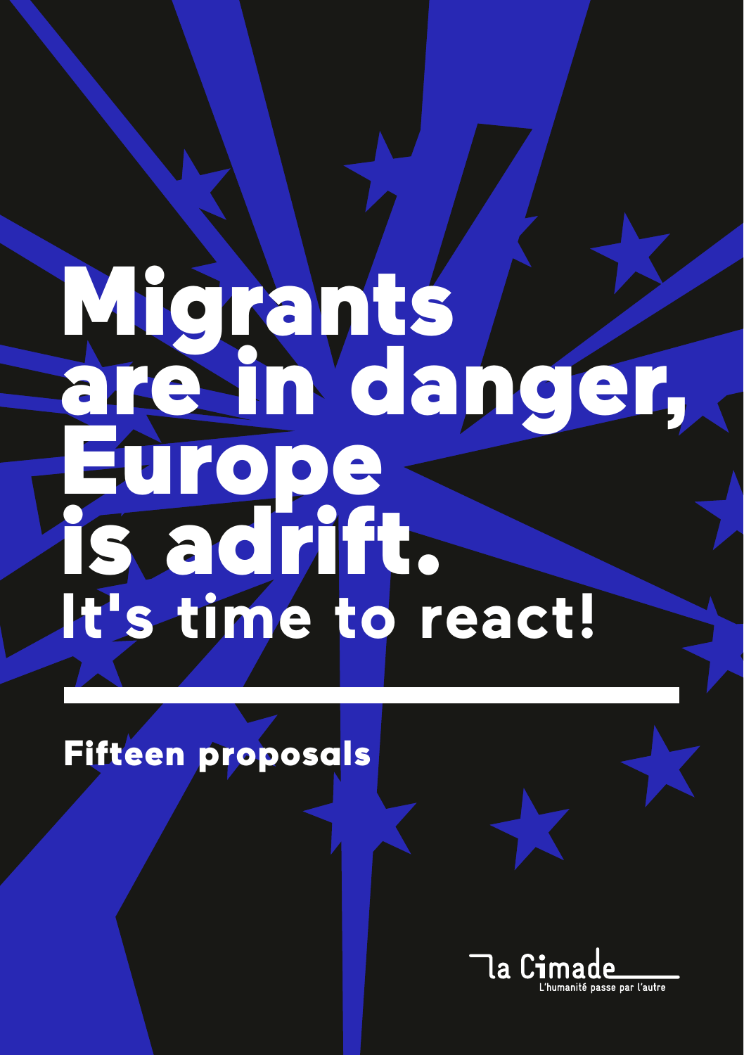# Migrants are in danger, Europe is adrift.

## It's time to react!

**Fifteen proposals**

la Cimade

L'humanité passe par l'autre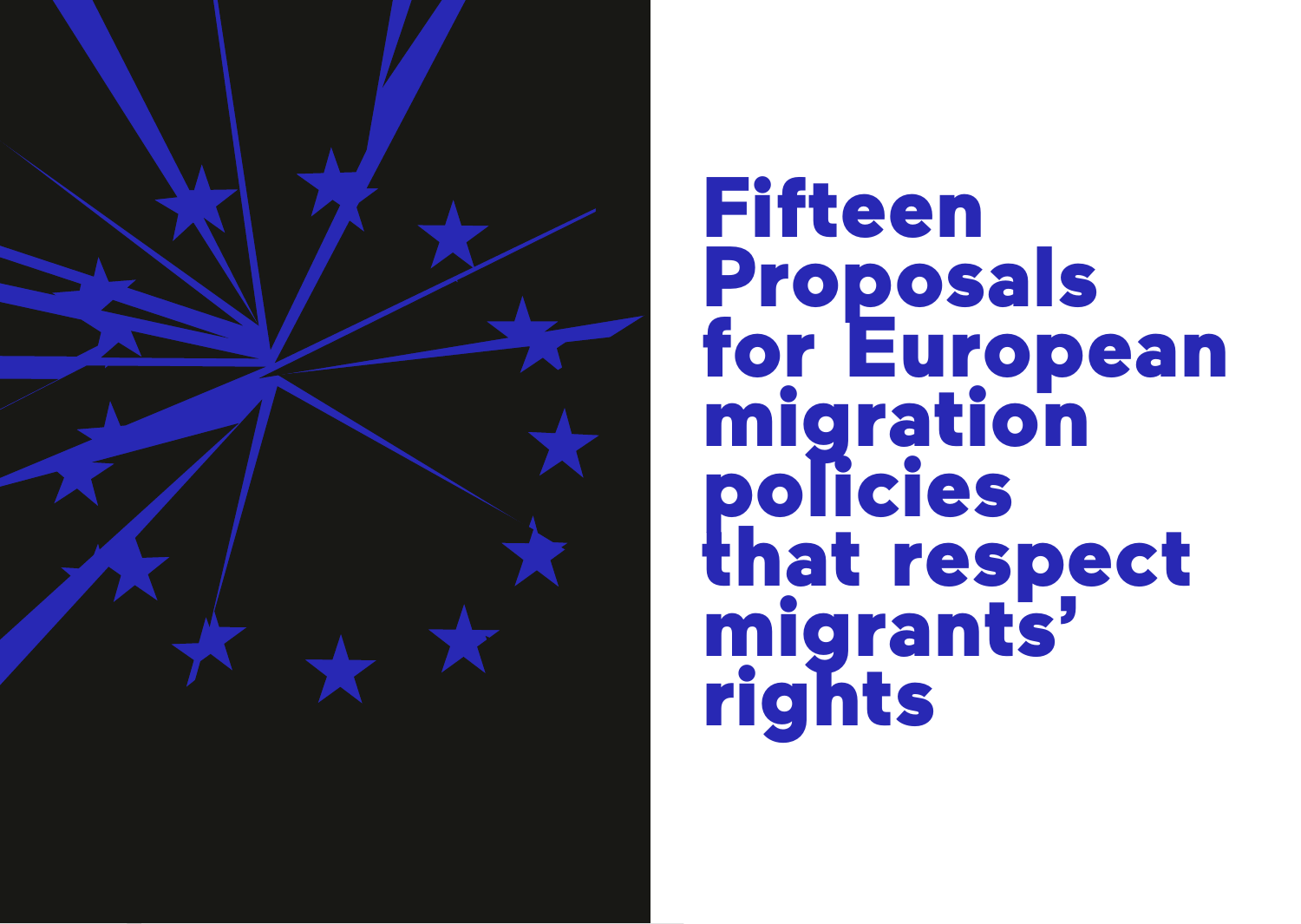# Fifteen Proposals for European migration policies that respect migrants' rights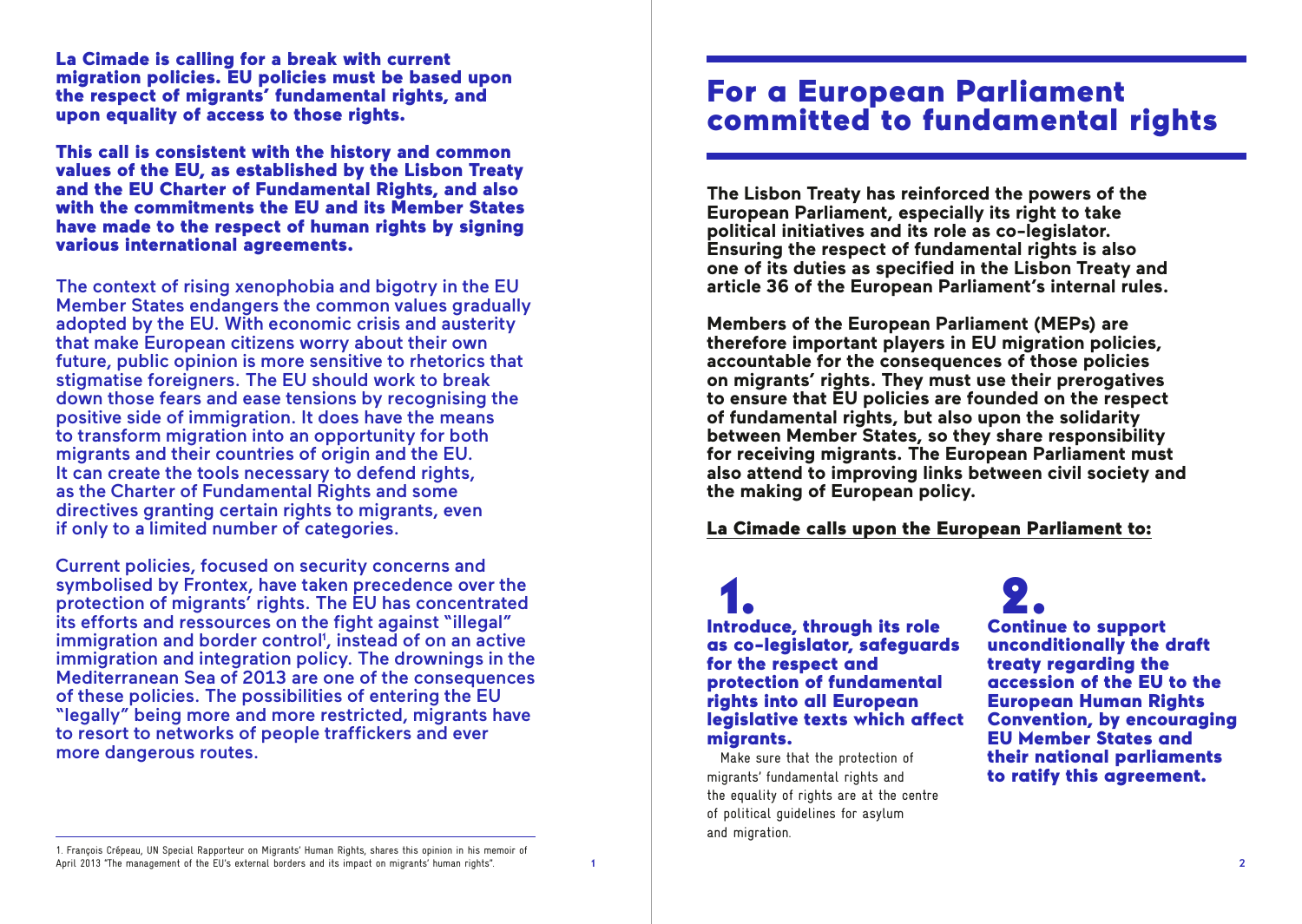**La Cimade is calling for a break with current migration policies. EU policies must be based upon the respect of migrants' fundamental rights, and upon equality of access to those rights.**

**This call is consistent with the history and common values of the EU, as established by the Lisbon Treaty and the EU Charter of Fundamental Rights, and also with the commitments the EU and its Member States have made to the respect of human rights by signing various international agreements.**

The context of rising xenophobia and bigotry in the EU Member States endangers the common values gradually adopted by the EU. With economic crisis and austerity that make European citizens worry about their own future, public opinion is more sensitive to rhetorics that stigmatise foreigners. The EU should work to break down those fears and ease tensions by recognising the positive side of immigration. It does have the means to transform migration into an opportunity for both migrants and their countries of origin and the EU. It can create the tools necessary to defend rights, as the Charter of Fundamental Rights and some directives granting certain rights to migrants, even if only to a limited number of categories.

Current policies, focused on security concerns and symbolised by Frontex, have taken precedence over the protection of migrants' rights. The EU has concentrated its efforts and ressources on the fight against "illegal" immigration and border control[1], instead of on an active immigration and integration policy. The drownings in the Mediterranean Sea of 2013 are one of the consequences of these policies. The possibilities of entering the EU "legally" being more and more restricted, migrants have to resort to networks of people traffickers and ever more dangerous routes.

1. François Crépeau, UN Special Rapporteur on Migrants' Human Rights, shares this opinion in his memoir of April 2013 "The management of the EU's external borders and its impact on migrants' human rights".

# For a European Parliament committed to fundamental rights

**The Lisbon Treaty has reinforced the powers of the European Parliament, especially its right to take political initiatives and its role as co-legislator. Ensuring the respect of fundamental rights is also one of its duties as specified in the Lisbon Treaty and article 36 of the European Parliament's internal rules.**

**Members of the European Parliament (MEPs) are therefore important players in EU migration policies, accountable for the consequences of those policies on migrants' rights. They must use their prerogatives to ensure that EU policies are founded on the respect of fundamental rights, but also upon the solidarity between Member States, so they share responsibility for receiving migrants. The European Parliament must also attend to improving links between civil society and the making of European policy.**

**La Cimade calls upon the European Parliament to:**

## 1.

**Introduce, through its role as co-legislator, safeguards for the respect and protection of fundamental rights into all European legislative texts which affect migrants.**

Make sure that the protection of migrants' fundamental rights and the equality of rights are at the centre of political guidelines for asylum and migration.

## 2.

**Continue to support unconditionally the draft treaty regarding the accession of the EU to the European Human Rights Convention, by encouraging EU Member States and their national parliaments to ratify this agreement.**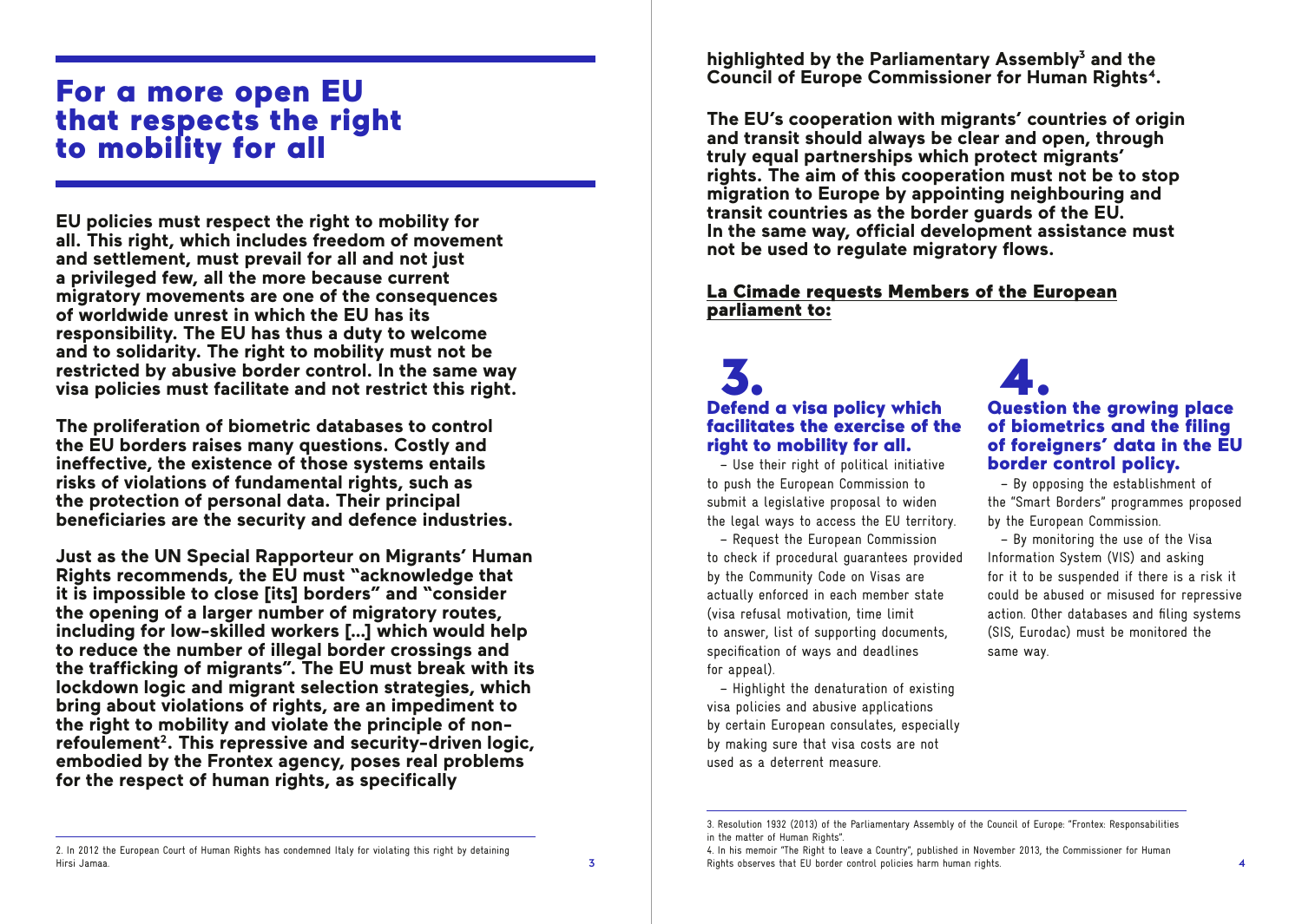# For a more open EU that respects the right to mobility for all

**EU policies must respect the right to mobility for all. This right, which includes freedom of movement and settlement, must prevail for all and not just a privileged few, all the more because current migratory movements are one of the consequences of worldwide unrest in which the EU has its responsibility. The EU has thus a duty to welcome and to solidarity. The right to mobility must not be restricted by abusive border control. In the same way visa policies must facilitate and not restrict this right.**

**The proliferation of biometric databases to control the EU borders raises many questions. Costly and ineffective, the existence of those systems entails risks of violations of fundamental rights, such as the protection of personal data. Their principal beneficiaries are the security and defence industries.**

**Just as the UN Special Rapporteur on Migrants' Human Rights recommends, the EU must "acknowledge that it is impossible to close [its] borders" and "consider the opening of a larger number of migratory routes, including for low-skilled workers […] which would help to reduce the number of illegal border crossings and the trafficking of migrants". The EU must break with its lockdown logic and migrant selection strategies, which bring about violations of rights, are an impediment to the right to mobility and violate the principle of non-refoulement[2]. This repressive and security-driven logic, embodied by the Frontex agency, poses real problems for the respect of human rights, as specifically highlighted by the Parliamentary Assembly[3] and the Council of Europe Commissioner for Human Rights[4].**

**The EU's cooperation with migrants' countries of origin and transit should always be clear and open, through truly equal partnerships which protect migrants' rights. The aim of this cooperation must not be to stop migration to Europe by appointing neighbouring and transit countries as the border guards of the EU. In the same way, official development assistance must not be used to regulate migratory flows.**

**La Cimade requests Members of the European parliament to:**

## 3. Defend a visa policy which facilitates the exercise of the right to mobility for all.

– Use their right of political initiative to push the European Commission to submit a legislative proposal to widen the legal ways to access the EU territory.

– Request the European Commission to check if procedural guarantees provided by the Community Code on Visas are actually enforced in each member state (visa refusal motivation, time limit to answer, list of supporting documents, specification of ways and deadlines for appeal).

– Highlight the denaturation of existing visa policies and abusive applications by certain European consulates, especially by making sure that visa costs are not used as a deterrent measure.

## 4. Question the growing place of biometrics and the filing of foreigners' data in the EU border control policy.

– By opposing the establishment of the "Smart Borders" programmes proposed by the European Commission.

– By monitoring the use of the Visa Information System (VIS) and asking for it to be suspended if there is a risk it could be abused or misused for repressive action. Other databases and filing systems (SIS, Eurodac) must be monitored the same way.

---

2. In 2012 the European Court of Human Rights has condemned Italy for violating this right by detaining Hirsi Jamaa.

3. Resolution 1932 (2013) of the Parliamentary Assembly of the Council of Europe: "Frontex: Responsabilities in the matter of Human Rights".

4. In his memoir "The Right to leave a Country", published in November 2013, the Commissioner for Human Rights observes that EU border control policies harm human rights.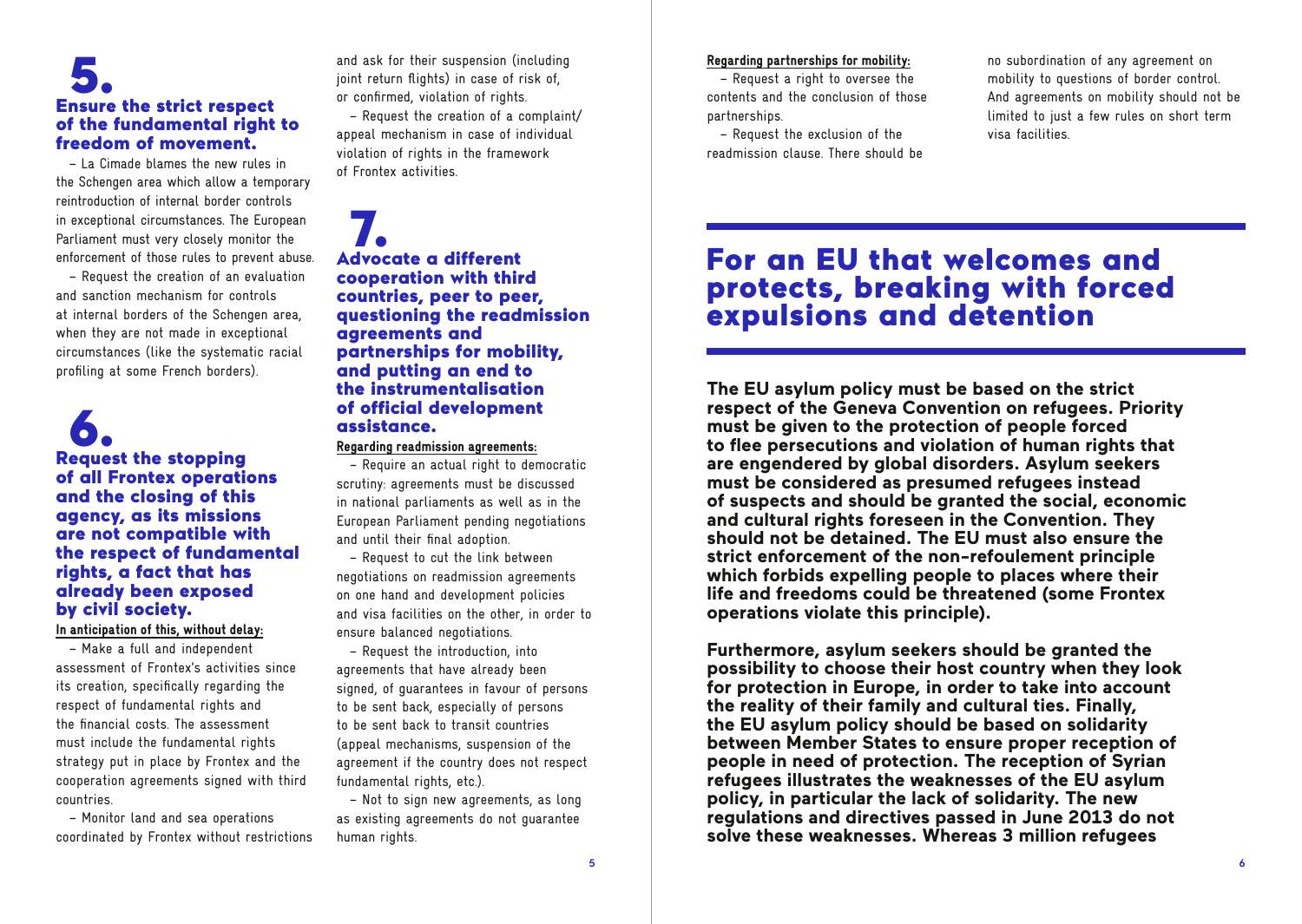## 5. Ensure the strict respect of the fundamental right to freedom of movement.

– La Cimade blames the new rules in the Schengen area which allow a temporary reintroduction of internal border controls in exceptional circumstances. The European Parliament must very closely monitor the enforcement of those rules to prevent abuse.

– Request the creation of an evaluation and sanction mechanism for controls at internal borders of the Schengen area, when they are not made in exceptional circumstances (like the systematic racial profiling at some French borders).

## 6. Request the stopping of all Frontex operations and the closing of this agency, as its missions are not compatible with the respect of fundamental rights, a fact that has already been exposed by civil society.

**In anticipation of this, without delay:**

– Make a full and independent assessment of Frontex's activities since its creation, specifically regarding the respect of fundamental rights and the financial costs. The assessment must include the fundamental rights strategy put in place by Frontex and the cooperation agreements signed with third countries.

– Monitor land and sea operations coordinated by Frontex without restrictions and ask for their suspension (including joint return flights) in case of risk of, or confirmed, violation of rights.

– Request the creation of a complaint/appeal mechanism in case of individual violation of rights in the framework of Frontex activities.

## 7. Advocate a different cooperation with third countries, peer to peer, questioning the readmission agreements and partnerships for mobility, and putting an end to the instrumentalisation of official development assistance.

**Regarding readmission agreements:**

– Require an actual right to democratic scrutiny: agreements must be discussed in national parliaments as well as in the European Parliament pending negotiations and until their final adoption.

– Request to cut the link between negotiations on readmission agreements on one hand and development policies and visa facilities on the other, in order to ensure balanced negotiations.

– Request the introduction, into agreements that have already been signed, of guarantees in favour of persons to be sent back, especially of persons to be sent back to transit countries (appeal mechanisms, suspension of the agreement if the country does not respect fundamental rights, etc.).

– Not to sign new agreements, as long as existing agreements do not guarantee human rights.

**Regarding partnerships for mobility:**

– Request a right to oversee the contents and the conclusion of those partnerships.

– Request the exclusion of the readmission clause. There should be no subordination of any agreement on mobility to questions of border control. And agreements on mobility should not be limited to just a few rules on short term visa facilities.

# For an EU that welcomes and protects, breaking with forced expulsions and detention

**The EU asylum policy must be based on the strict respect of the Geneva Convention on refugees. Priority must be given to the protection of people forced to flee persecutions and violation of human rights that are engendered by global disorders. Asylum seekers must be considered as presumed refugees instead of suspects and should be granted the social, economic and cultural rights foreseen in the Convention. They should not be detained. The EU must also ensure the strict enforcement of the non-refoulement principle which forbids expelling people to places where their life and freedoms could be threatened (some Frontex operations violate this principle).**

**Furthermore, asylum seekers should be granted the possibility to choose their host country when they look for protection in Europe, in order to take into account the reality of their family and cultural ties. Finally, the EU asylum policy should be based on solidarity between Member States to ensure proper reception of people in need of protection. The reception of Syrian refugees illustrates the weaknesses of the EU asylum policy, in particular the lack of solidarity. The new regulations and directives passed in June 2013 do not solve these weaknesses. Whereas 3 million refugees**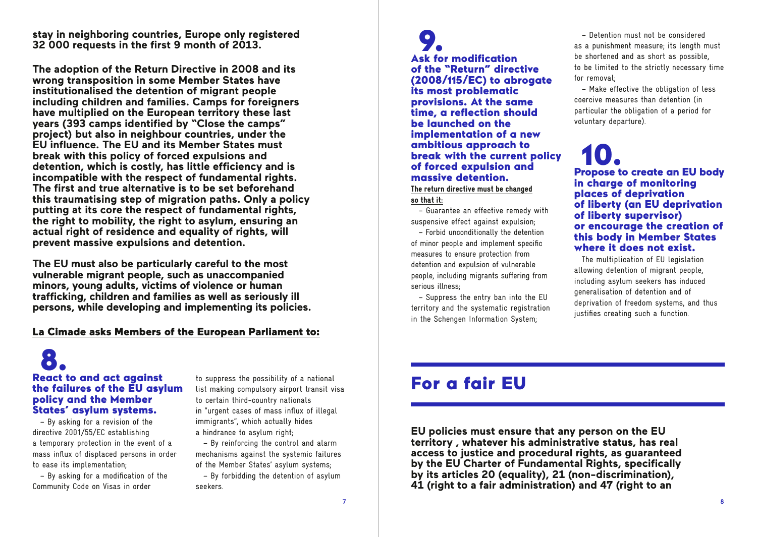**stay in neighboring countries, Europe only registered 32 000 requests in the first 9 month of 2013.**

**The adoption of the Return Directive in 2008 and its wrong transposition in some Member States have institutionalised the detention of migrant people including children and families. Camps for foreigners have multiplied on the European territory these last years (393 camps identified by "Close the camps" project) but also in neighbour countries, under the EU influence. The EU and its Member States must break with this policy of forced expulsions and detention, which is costly, has little efficiency and is incompatible with the respect of fundamental rights. The first and true alternative is to be set beforehand this traumatising step of migration paths. Only a policy putting at its core the respect of fundamental rights, the right to mobility, the right to asylum, ensuring an actual right of residence and equality of rights, will prevent massive expulsions and detention.**

**The EU must also be particularly careful to the most vulnerable migrant people, such as unaccompanied minors, young adults, victims of violence or human trafficking, children and families as well as seriously ill persons, while developing and implementing its policies.**

**La Cimade asks Members of the European Parliament to:**

## 8. React to and act against the failures of the EU asylum policy and the Member States' asylum systems.

– By asking for a revision of the directive 2001/55/EC establishing a temporary protection in the event of a mass influx of displaced persons in order to ease its implementation;

– By asking for a modification of the Community Code on Visas in order to suppress the possibility of a national list making compulsory airport transit visa to certain third-country nationals in "urgent cases of mass influx of illegal immigrants", which actually hides a hindrance to asylum right;

– By reinforcing the control and alarm mechanisms against the systemic failures of the Member States' asylum systems;

– By forbidding the detention of asylum seekers.

## 9. Ask for modification of the "Return" directive (2008/115/EC) to abrogate its most problematic provisions. At the same time, a reflection should be launched on the implementation of a new ambitious approach to break with the current policy of forced expulsion and massive detention.

**The return directive must be changed so that it:**

– Guarantee an effective remedy with suspensive effect against expulsion;

– Forbid unconditionally the detention of minor people and implement specific measures to ensure protection from detention and expulsion of vulnerable people, including migrants suffering from serious illness;

– Suppress the entry ban into the EU territory and the systematic registration in the Schengen Information System;

– Detention must not be considered as a punishment measure; its length must be shortened and as short as possible, to be limited to the strictly necessary time for removal;

– Make effective the obligation of less coercive measures than detention (in particular the obligation of a period for voluntary departure).

## 10. Propose to create an EU body in charge of monitoring places of deprivation of liberty (an EU deprivation of liberty supervisor) or encourage the creation of this body in Member States where it does not exist.

The multiplication of EU legislation allowing detention of migrant people, including asylum seekers has induced generalisation of detention and of deprivation of freedom systems, and thus justifies creating such a function.

# For a fair EU

**EU policies must ensure that any person on the EU territory , whatever his administrative status, has real access to justice and procedural rights, as guaranteed by the EU Charter of Fundamental Rights, specifically by its articles 20 (equality), 21 (non-discrimination), 41 (right to a fair administration) and 47 (right to an**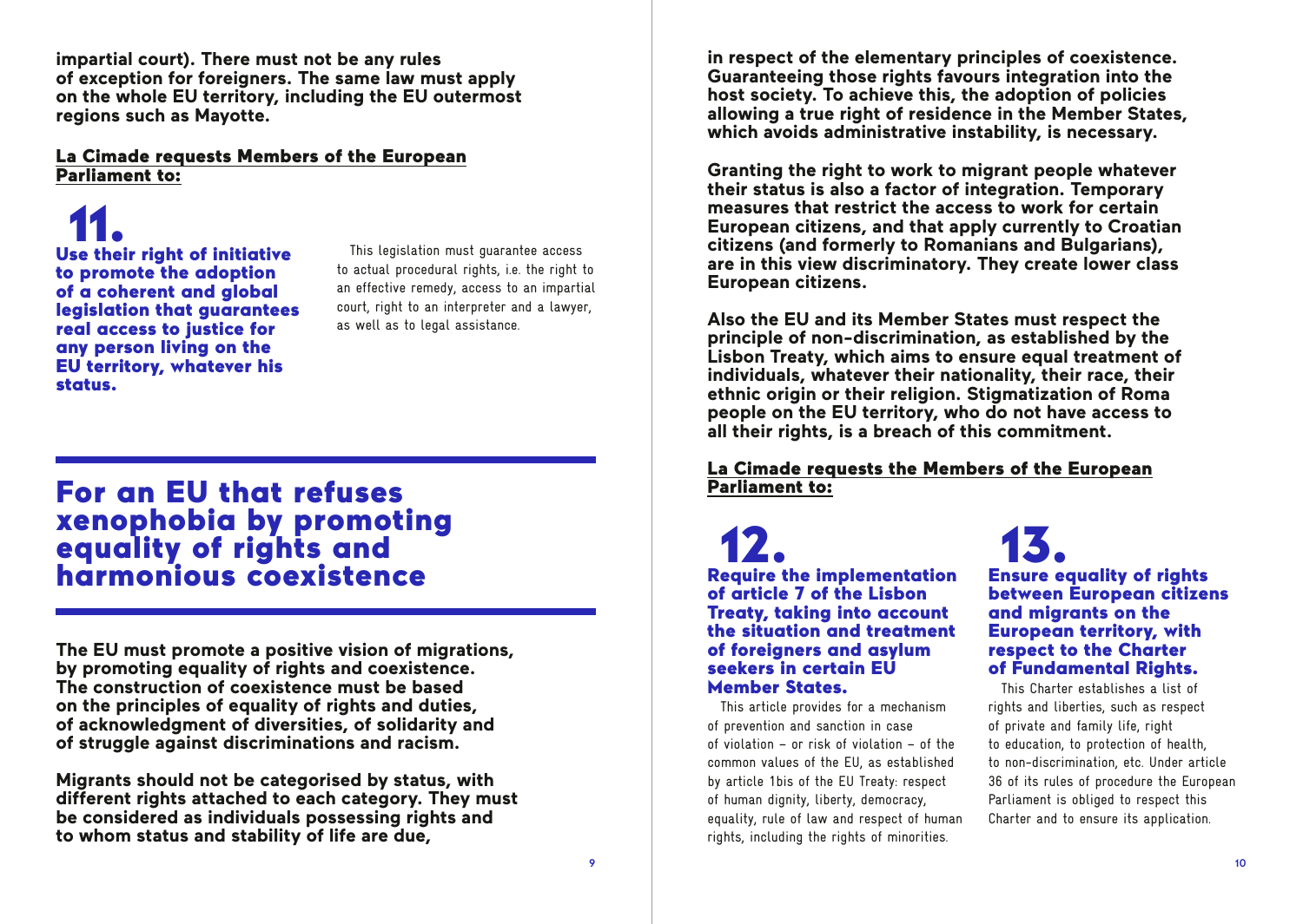**impartial court). There must not be any rules of exception for foreigners. The same law must apply on the whole EU territory, including the EU outermost regions such as Mayotte.**

**La Cimade requests Members of the European Parliament to:**

## 11.

**Use their right of initiative to promote the adoption of a coherent and global legislation that guarantees real access to justice for any person living on the EU territory, whatever his status.**

This legislation must guarantee access to actual procedural rights, i.e. the right to an effective remedy, access to an impartial court, right to an interpreter and a lawyer, as well as to legal assistance.

# For an EU that refuses xenophobia by promoting equality of rights and harmonious coexistence

**The EU must promote a positive vision of migrations, by promoting equality of rights and coexistence. The construction of coexistence must be based on the principles of equality of rights and duties, of acknowledgment of diversities, of solidarity and of struggle against discriminations and racism.**

**Migrants should not be categorised by status, with different rights attached to each category. They must be considered as individuals possessing rights and to whom status and stability of life are due, in respect of the elementary principles of coexistence. Guaranteeing those rights favours integration into the host society. To achieve this, the adoption of policies allowing a true right of residence in the Member States, which avoids administrative instability, is necessary.**

**Granting the right to work to migrant people whatever their status is also a factor of integration. Temporary measures that restrict the access to work for certain European citizens, and that apply currently to Croatian citizens (and formerly to Romanians and Bulgarians), are in this view discriminatory. They create lower class European citizens.**

**Also the EU and its Member States must respect the principle of non-discrimination, as established by the Lisbon Treaty, which aims to ensure equal treatment of individuals, whatever their nationality, their race, their ethnic origin or their religion. Stigmatization of Roma people on the EU territory, who do not have access to all their rights, is a breach of this commitment.**

**La Cimade requests the Members of the European Parliament to:**

## 12.

**Require the implementation of article 7 of the Lisbon Treaty, taking into account the situation and treatment of foreigners and asylum seekers in certain EU Member States.**

This article provides for a mechanism of prevention and sanction in case of violation – or risk of violation – of the common values of the EU, as established by article 1bis of the EU Treaty: respect of human dignity, liberty, democracy, equality, rule of law and respect of human rights, including the rights of minorities.

## 13.

**Ensure equality of rights between European citizens and migrants on the European territory, with respect to the Charter of Fundamental Rights.**

This Charter establishes a list of rights and liberties, such as respect of private and family life, right to education, to protection of health, to non-discrimination, etc. Under article 36 of its rules of procedure the European Parliament is obliged to respect this Charter and to ensure its application.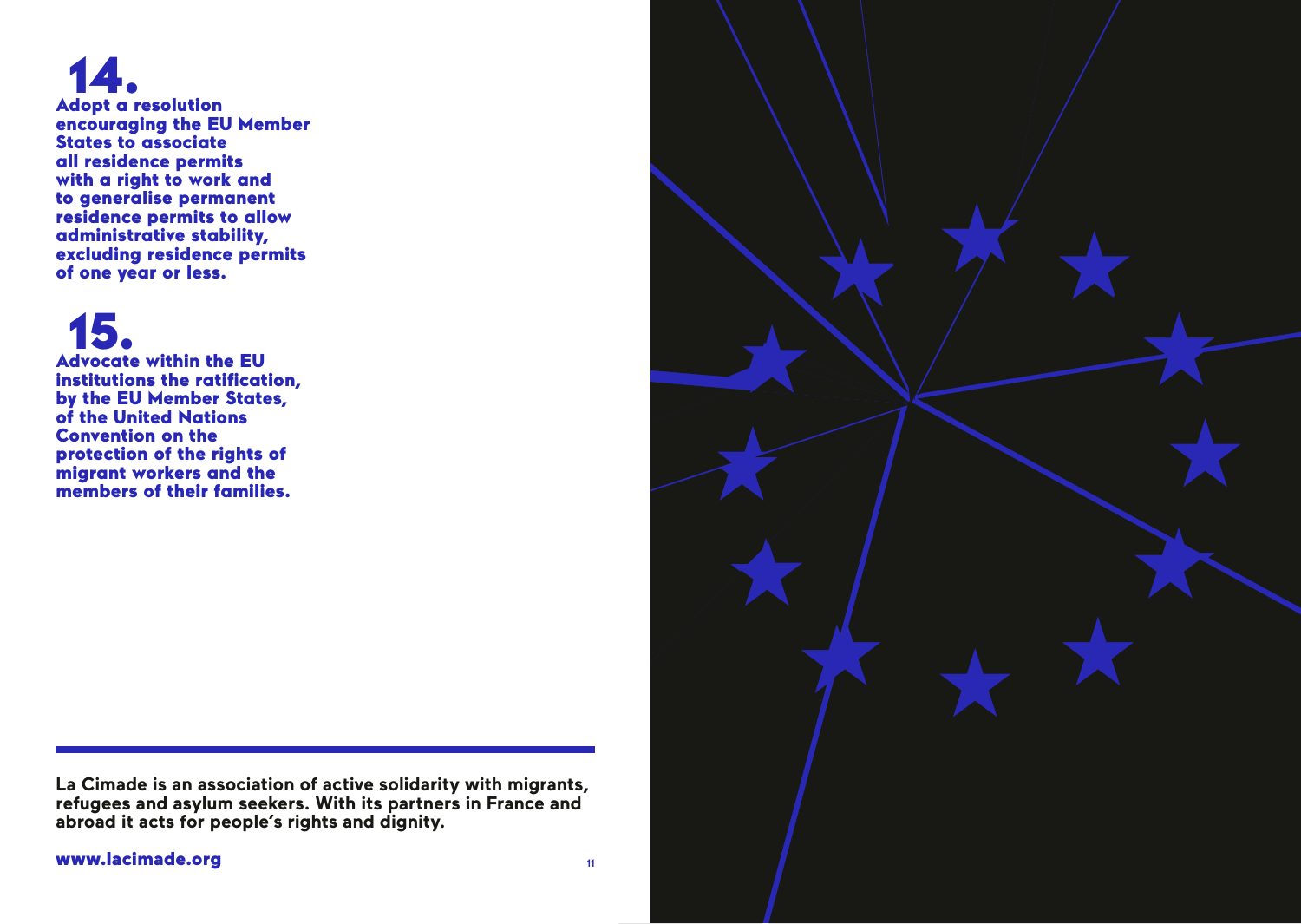## 14.

**Adopt a resolution encouraging the EU Member States to associate all residence permits with a right to work and to generalise permanent residence permits to allow administrative stability, excluding residence permits of one year or less.**

## 15.

**Advocate within the EU institutions the ratification, by the EU Member States, of the United Nations Convention on the protection of the rights of migrant workers and the members of their families.**

---

**La Cimade is an association of active solidarity with migrants, refugees and asylum seekers. With its partners in France and abroad it acts for people's rights and dignity.**

**www.lacimade.org**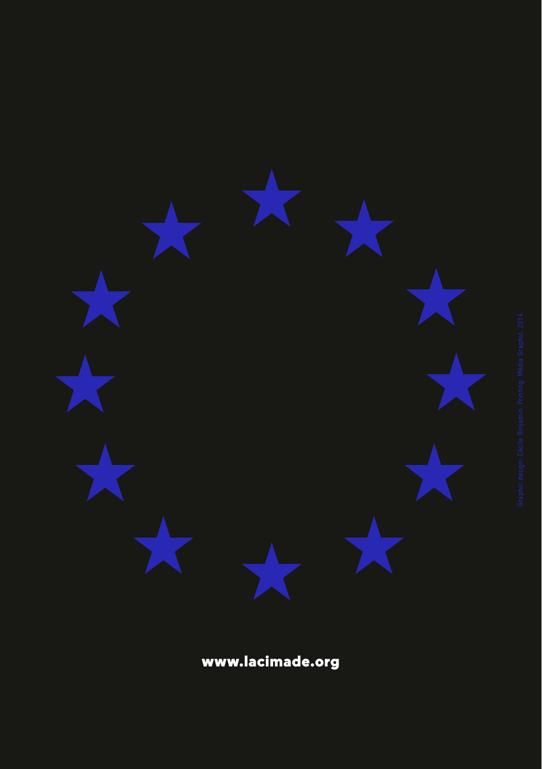www.lacimade.org

Graphic design: Cécile Binjamin. Printing: Média Graphic. 2014